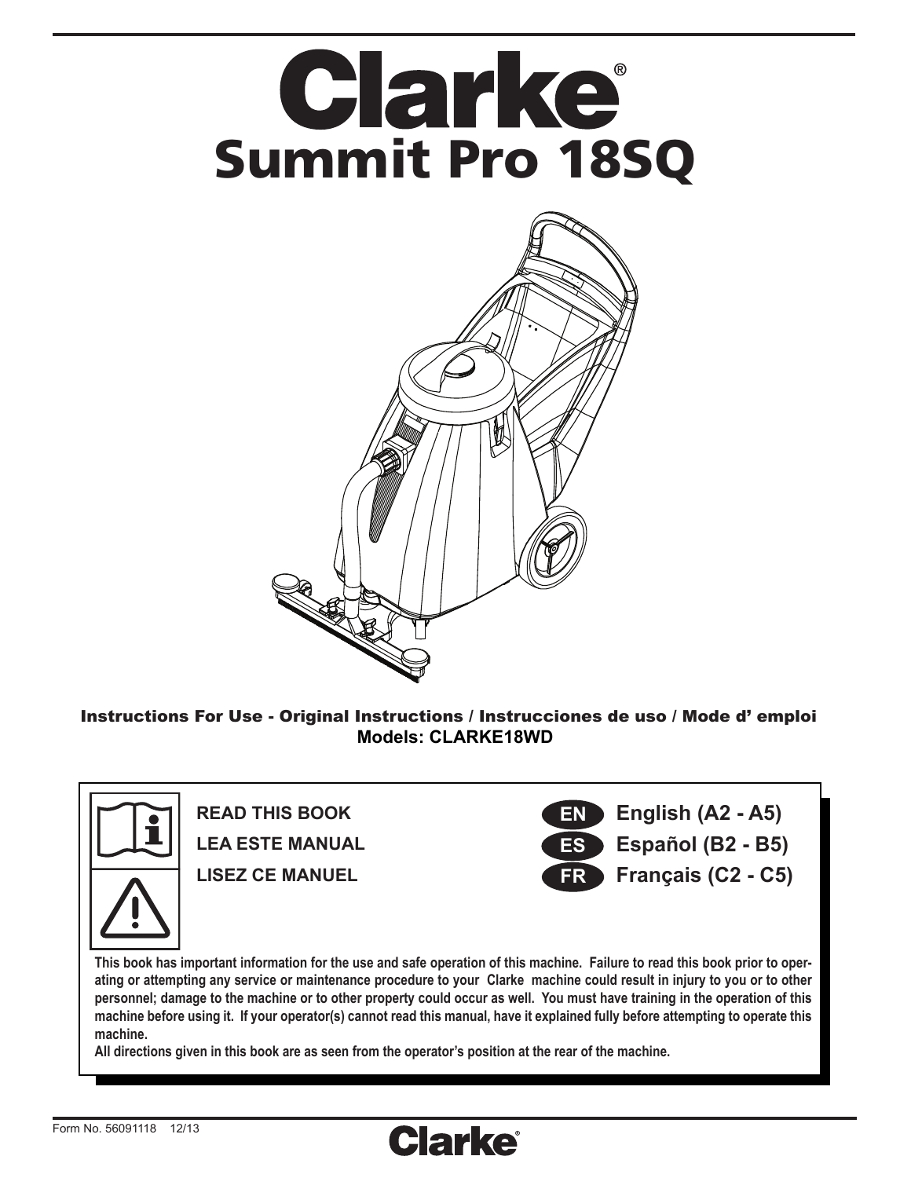# Clarke®

# Summit Pro 18SQ

**Instructions For Use - Original Instructions / Instrucciones de uso / Mode d' emploi**
**Models: CLARKE18WD**

**READ THIS BOOK**
**LEA ESTE MANUAL**
**LISEZ CE MANUEL**

**EN** English (A2 - A5)
**ES** Español (B2 - B5)
**FR** Français (C2 - C5)

**This book has important information for the use and safe operation of this machine. Failure to read this book prior to operating or attempting any service or maintenance procedure to your Clarke machine could result in injury to you or to other personnel; damage to the machine or to other property could occur as well. You must have training in the operation of this machine before using it. If your operator(s) cannot read this manual, have it explained fully before attempting to operate this machine.**
**All directions given in this book are as seen from the operator's position at the rear of the machine.**

Form No. 56091118 12/13

Clarke®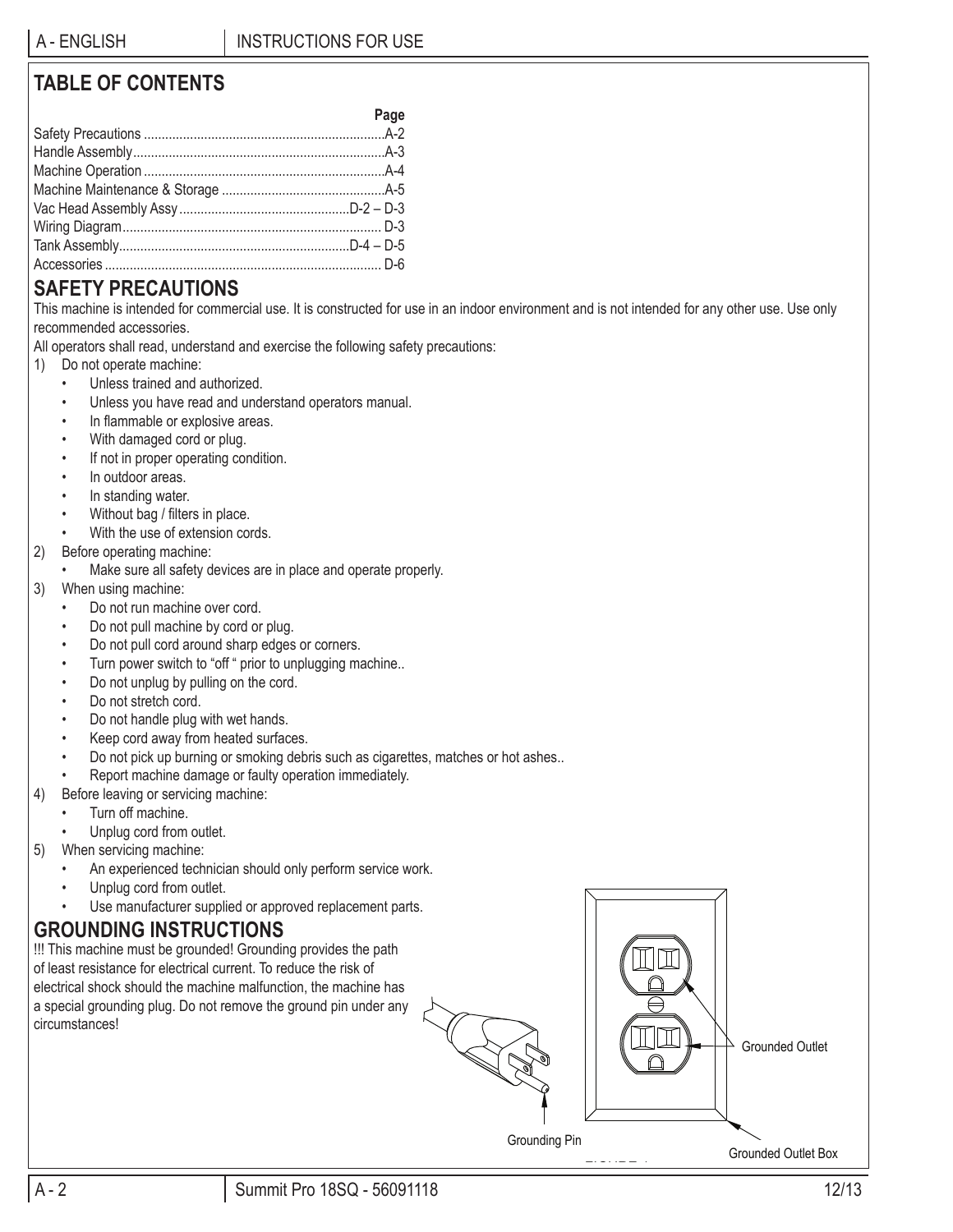## TABLE OF CONTENTS

| | Page |
|---|---|
| Safety Precautions | A-2 |
| Handle Assembly | A-3 |
| Machine Operation | A-4 |
| Machine Maintenance & Storage | A-5 |
| Vac Head Assembly Assy | D-2 – D-3 |
| Wiring Diagram | D-3 |
| Tank Assembly | D-4 – D-5 |
| Accessories | D-6 |

## SAFETY PRECAUTIONS

This machine is intended for commercial use. It is constructed for use in an indoor environment and is not intended for any other use. Use only recommended accessories.

All operators shall read, understand and exercise the following safety precautions:

1) Do not operate machine:
   - Unless trained and authorized.
   - Unless you have read and understand operators manual.
   - In flammable or explosive areas.
   - With damaged cord or plug.
   - If not in proper operating condition.
   - In outdoor areas.
   - In standing water.
   - Without bag / filters in place.
   - With the use of extension cords.
2) Before operating machine:
   - Make sure all safety devices are in place and operate properly.
3) When using machine:
   - Do not run machine over cord.
   - Do not pull machine by cord or plug.
   - Do not pull cord around sharp edges or corners.
   - Turn power switch to "off " prior to unplugging machine..
   - Do not unplug by pulling on the cord.
   - Do not stretch cord.
   - Do not handle plug with wet hands.
   - Keep cord away from heated surfaces.
   - Do not pick up burning or smoking debris such as cigarettes, matches or hot ashes..
   - Report machine damage or faulty operation immediately.
4) Before leaving or servicing machine:
   - Turn off machine.
   - Unplug cord from outlet.
5) When servicing machine:
   - An experienced technician should only perform service work.
   - Unplug cord from outlet.
   - Use manufacturer supplied or approved replacement parts.

## GROUNDING INSTRUCTIONS

!!! This machine must be grounded! Grounding provides the path of least resistance for electrical current. To reduce the risk of electrical shock should the machine malfunction, the machine has a special grounding plug. Do not remove the ground pin under any circumstances!

Grounding Pin

Grounded Outlet

Grounded Outlet Box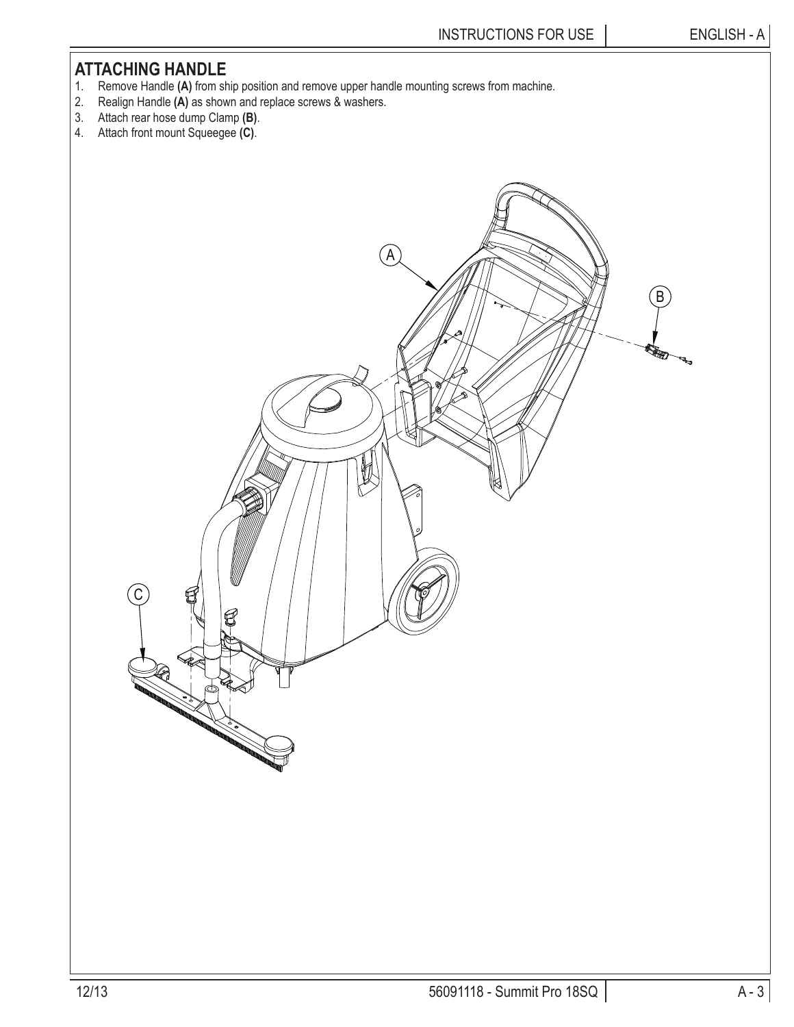## ATTACHING HANDLE

1. Remove Handle **(A)** from ship position and remove upper handle mounting screws from machine.
2. Realign Handle **(A)** as shown and replace screws & washers.
3. Attach rear hose dump Clamp **(B)**.
4. Attach front mount Squeegee **(C)**.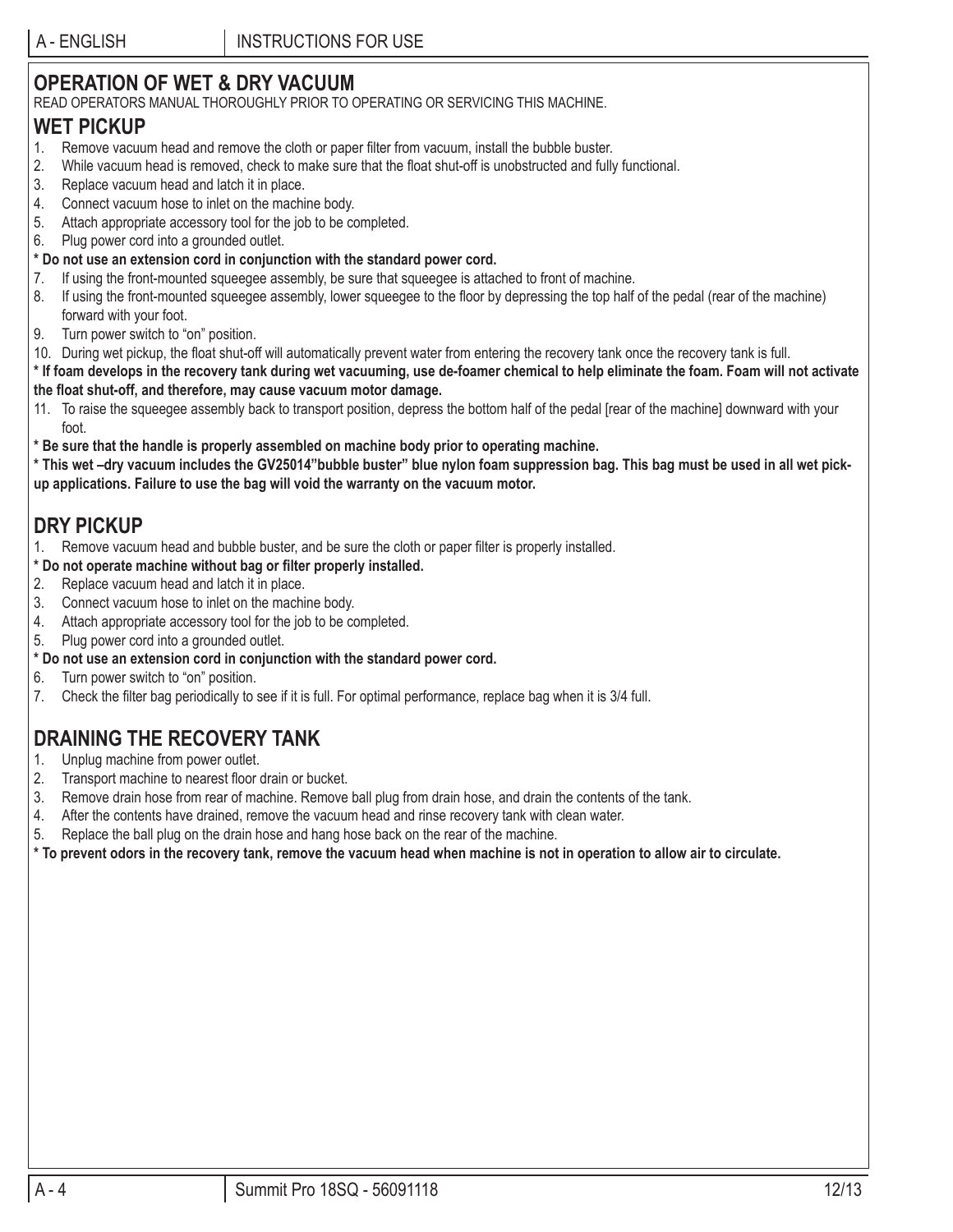## OPERATION OF WET & DRY VACUUM

READ OPERATORS MANUAL THOROUGHLY PRIOR TO OPERATING OR SERVICING THIS MACHINE.

### WET PICKUP

1. Remove vacuum head and remove the cloth or paper filter from vacuum, install the bubble buster.
2. While vacuum head is removed, check to make sure that the float shut-off is unobstructed and fully functional.
3. Replace vacuum head and latch it in place.
4. Connect vacuum hose to inlet on the machine body.
5. Attach appropriate accessory tool for the job to be completed.
6. Plug power cord into a grounded outlet.

**\* Do not use an extension cord in conjunction with the standard power cord.**

7. If using the front-mounted squeegee assembly, be sure that squeegee is attached to front of machine.
8. If using the front-mounted squeegee assembly, lower squeegee to the floor by depressing the top half of the pedal (rear of the machine) forward with your foot.
9. Turn power switch to "on" position.
10. During wet pickup, the float shut-off will automatically prevent water from entering the recovery tank once the recovery tank is full.

**\* If foam develops in the recovery tank during wet vacuuming, use de-foamer chemical to help eliminate the foam. Foam will not activate the float shut-off, and therefore, may cause vacuum motor damage.**

11. To raise the squeegee assembly back to transport position, depress the bottom half of the pedal [rear of the machine] downward with your foot.

**\* Be sure that the handle is properly assembled on machine body prior to operating machine.**

**\* This wet –dry vacuum includes the GV25014"bubble buster" blue nylon foam suppression bag. This bag must be used in all wet pick-up applications. Failure to use the bag will void the warranty on the vacuum motor.**

### DRY PICKUP

1. Remove vacuum head and bubble buster, and be sure the cloth or paper filter is properly installed.

**\* Do not operate machine without bag or filter properly installed.**

2. Replace vacuum head and latch it in place.
3. Connect vacuum hose to inlet on the machine body.
4. Attach appropriate accessory tool for the job to be completed.
5. Plug power cord into a grounded outlet.

**\* Do not use an extension cord in conjunction with the standard power cord.**

6. Turn power switch to "on" position.
7. Check the filter bag periodically to see if it is full. For optimal performance, replace bag when it is 3/4 full.

### DRAINING THE RECOVERY TANK

1. Unplug machine from power outlet.
2. Transport machine to nearest floor drain or bucket.
3. Remove drain hose from rear of machine. Remove ball plug from drain hose, and drain the contents of the tank.
4. After the contents have drained, remove the vacuum head and rinse recovery tank with clean water.
5. Replace the ball plug on the drain hose and hang hose back on the rear of the machine.

**\* To prevent odors in the recovery tank, remove the vacuum head when machine is not in operation to allow air to circulate.**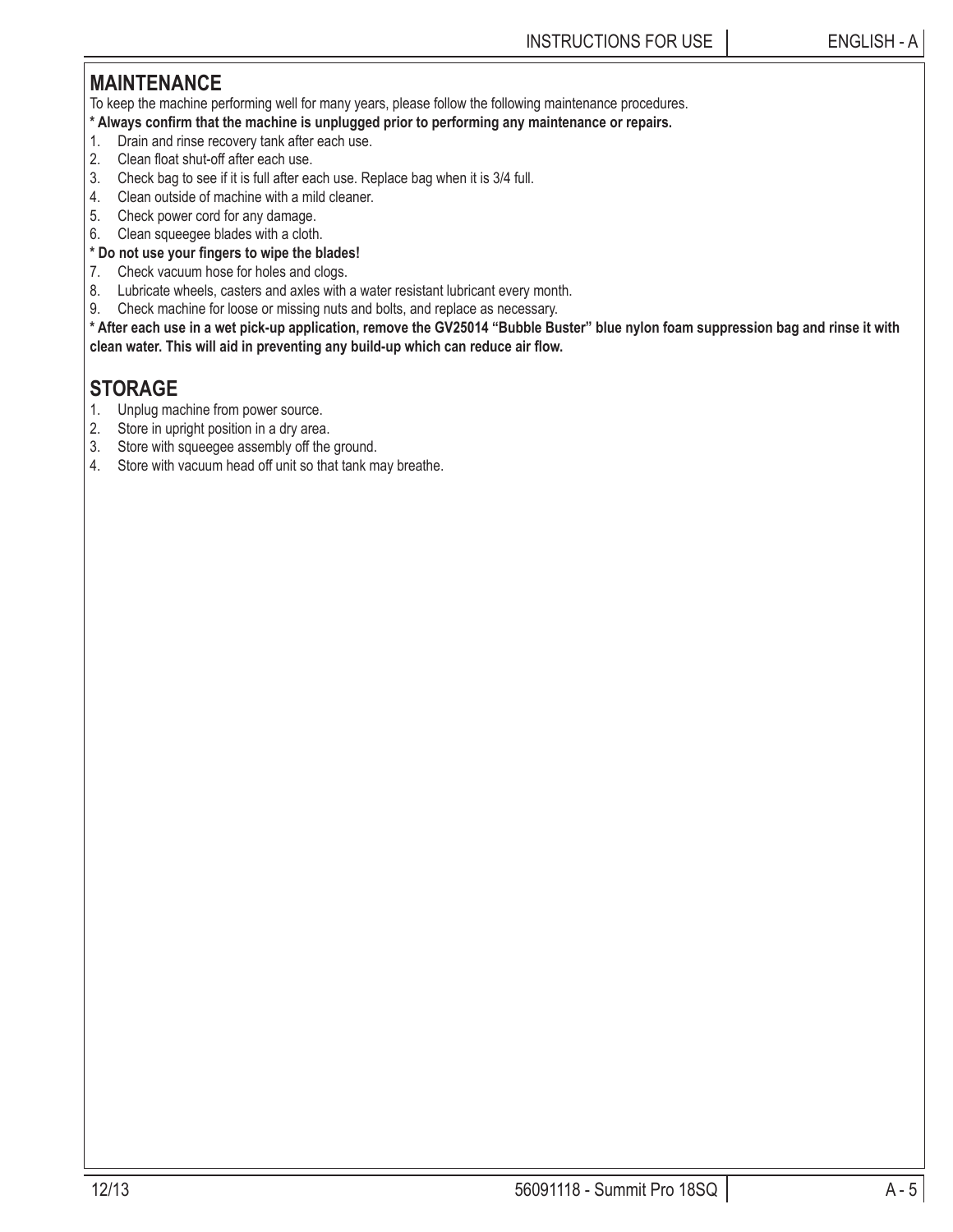## MAINTENANCE

To keep the machine performing well for many years, please follow the following maintenance procedures.

**\* Always confirm that the machine is unplugged prior to performing any maintenance or repairs.**

1. Drain and rinse recovery tank after each use.
2. Clean float shut-off after each use.
3. Check bag to see if it is full after each use. Replace bag when it is 3/4 full.
4. Clean outside of machine with a mild cleaner.
5. Check power cord for any damage.
6. Clean squeegee blades with a cloth.

**\* Do not use your fingers to wipe the blades!**

7. Check vacuum hose for holes and clogs.
8. Lubricate wheels, casters and axles with a water resistant lubricant every month.
9. Check machine for loose or missing nuts and bolts, and replace as necessary.

**\* After each use in a wet pick-up application, remove the GV25014 "Bubble Buster" blue nylon foam suppression bag and rinse it with clean water. This will aid in preventing any build-up which can reduce air flow.**

## STORAGE

1. Unplug machine from power source.
2. Store in upright position in a dry area.
3. Store with squeegee assembly off the ground.
4. Store with vacuum head off unit so that tank may breathe.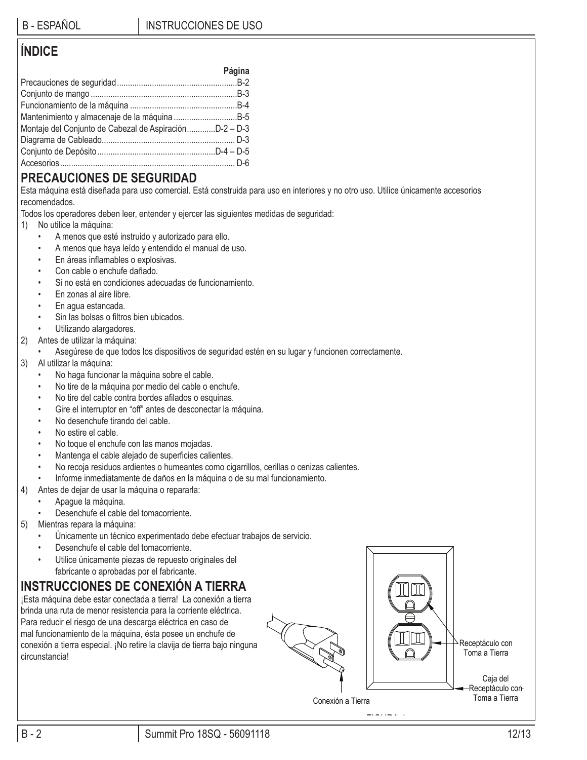# ÍNDICE

| | Página |
|---|---|
| Precauciones de seguridad | B-2 |
| Conjunto de mango | B-3 |
| Funcionamiento de la máquina | B-4 |
| Mantenimiento y almacenaje de la máquina | B-5 |
| Montaje del Conjunto de Cabezal de Aspiración | D-2 – D-3 |
| Diagrama de Cableado | D-3 |
| Conjunto de Depósito | D-4 – D-5 |
| Accesorios | D-6 |

## PRECAUCIONES DE SEGURIDAD

Esta máquina está diseñada para uso comercial. Está construida para uso en interiores y no otro uso. Utilice únicamente accesorios recomendados.

Todos los operadores deben leer, entender y ejercer las siguientes medidas de seguridad:

1) No utilice la máquina:
   - A menos que esté instruido y autorizado para ello.
   - A menos que haya leído y entendido el manual de uso.
   - En áreas inflamables o explosivas.
   - Con cable o enchufe dañado.
   - Si no está en condiciones adecuadas de funcionamiento.
   - En zonas al aire libre.
   - En agua estancada.
   - Sin las bolsas o filtros bien ubicados.
   - Utilizando alargadores.
2) Antes de utilizar la máquina:
   - Asegúrese de que todos los dispositivos de seguridad estén en su lugar y funcionen correctamente.
3) Al utilizar la máquina:
   - No haga funcionar la máquina sobre el cable.
   - No tire de la máquina por medio del cable o enchufe.
   - No tire del cable contra bordes afilados o esquinas.
   - Gire el interruptor en "off" antes de desconectar la máquina.
   - No desenchufe tirando del cable.
   - No estire el cable.
   - No toque el enchufe con las manos mojadas.
   - Mantenga el cable alejado de superficies calientes.
   - No recoja residuos ardientes o humeantes como cigarrillos, cerillas o cenizas calientes.
   - Informe inmediatamente de daños en la máquina o de su mal funcionamiento.
4) Antes de dejar de usar la máquina o repararla:
   - Apague la máquina.
   - Desenchufe el cable del tomacorriente.
5) Mientras repara la máquina:
   - Únicamente un técnico experimentado debe efectuar trabajos de servicio.
   - Desenchufe el cable del tomacorriente.
   - Utilice únicamente piezas de repuesto originales del fabricante o aprobadas por el fabricante.

## INSTRUCCIONES DE CONEXIÓN A TIERRA

¡Esta máquina debe estar conectada a tierra! La conexión a tierra brinda una ruta de menor resistencia para la corriente eléctrica. Para reducir el riesgo de una descarga eléctrica en caso de mal funcionamiento de la máquina, ésta posee un enchufe de conexión a tierra especial. ¡No retire la clavija de tierra bajo ninguna circunstancia!

Receptáculo con Toma a Tierra

Caja del Receptáculo con Toma a Tierra

Conexión a Tierra

FIGURA 1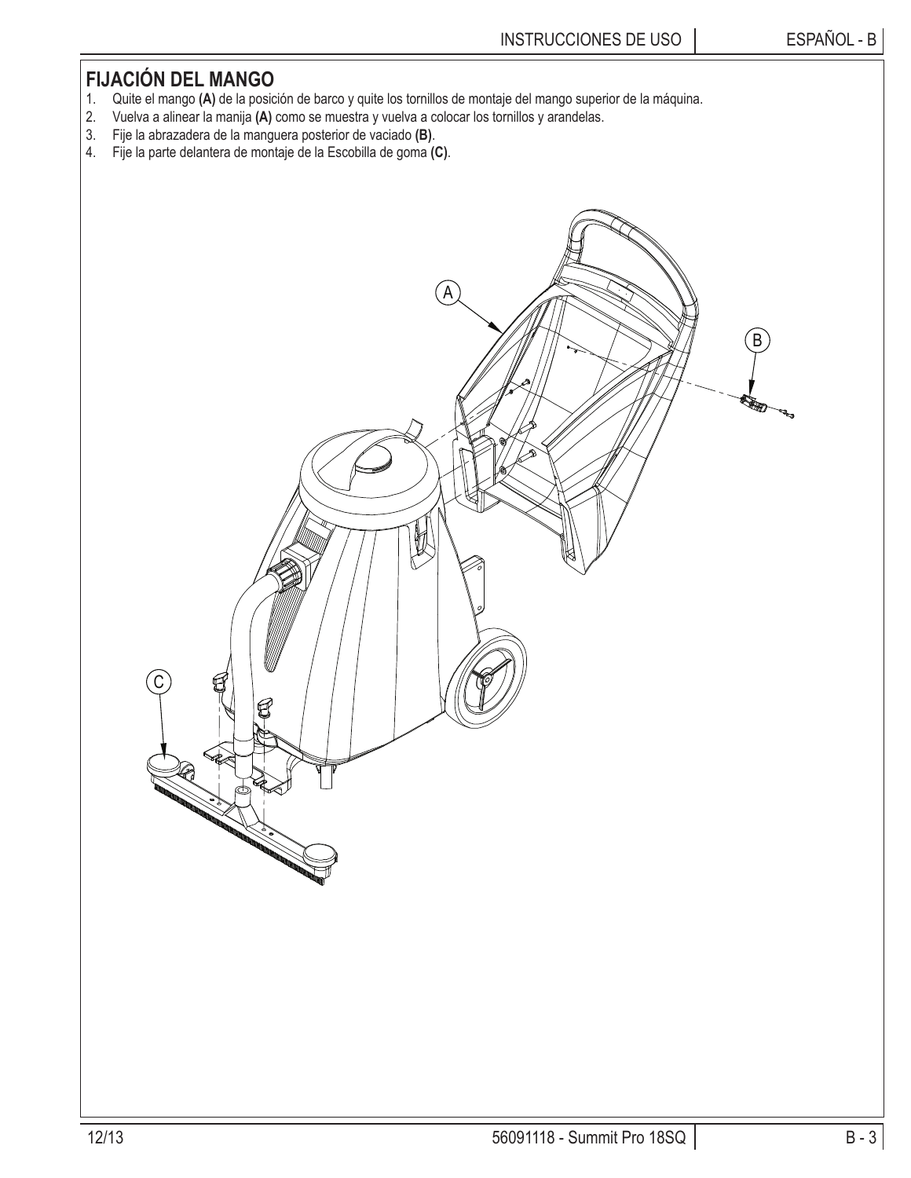## FIJACIÓN DEL MANGO

1. Quite el mango **(A)** de la posición de barco y quite los tornillos de montaje del mango superior de la máquina.
2. Vuelva a alinear la manija **(A)** como se muestra y vuelva a colocar los tornillos y arandelas.
3. Fije la abrazadera de la manguera posterior de vaciado **(B)**.
4. Fije la parte delantera de montaje de la Escobilla de goma **(C)**.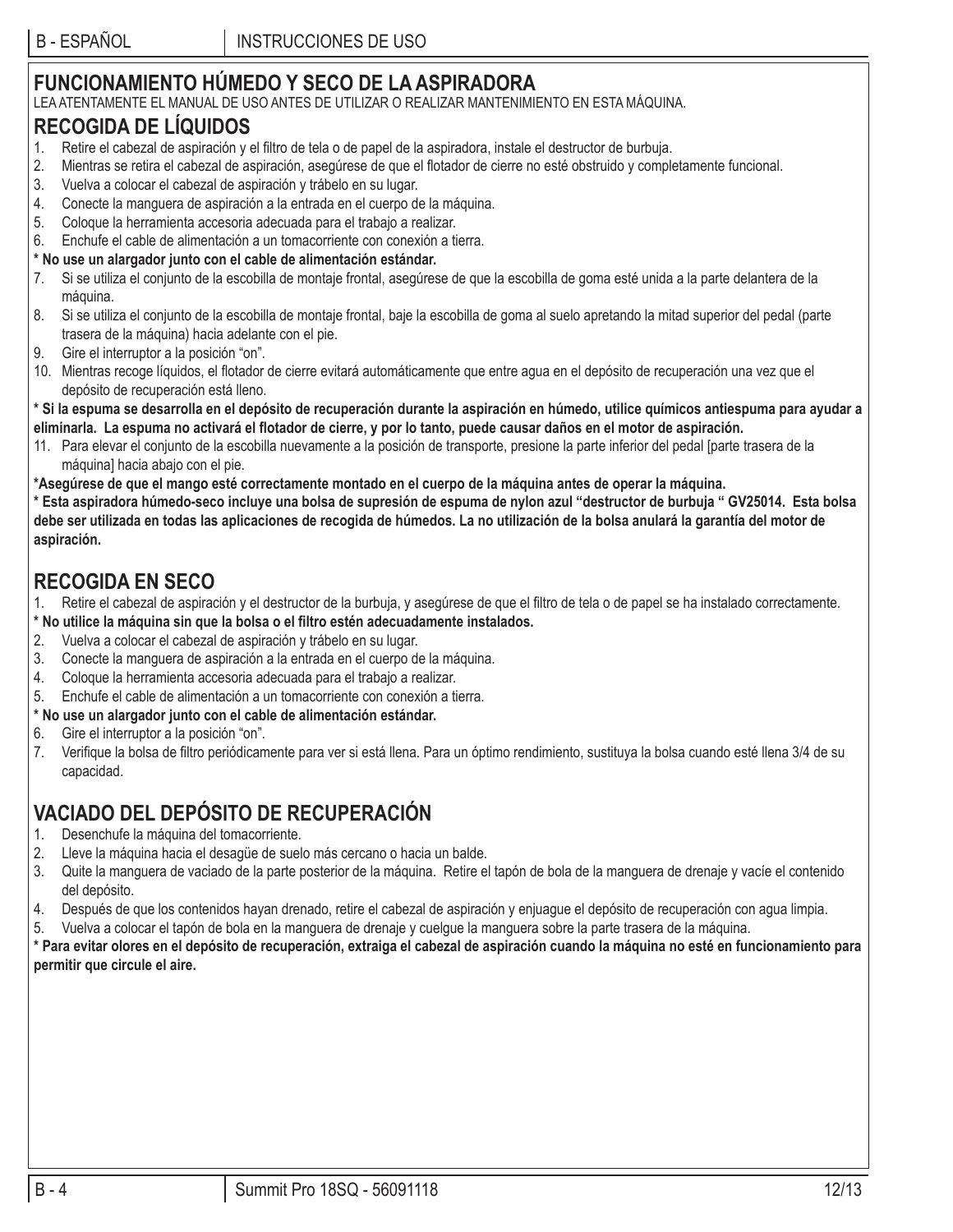## FUNCIONAMIENTO HÚMEDO Y SECO DE LA ASPIRADORA

LEA ATENTAMENTE EL MANUAL DE USO ANTES DE UTILIZAR O REALIZAR MANTENIMIENTO EN ESTA MÁQUINA.

### RECOGIDA DE LÍQUIDOS

1. Retire el cabezal de aspiración y el filtro de tela o de papel de la aspiradora, instale el destructor de burbuja.
2. Mientras se retira el cabezal de aspiración, asegúrese de que el flotador de cierre no esté obstruido y completamente funcional.
3. Vuelva a colocar el cabezal de aspiración y trábelo en su lugar.
4. Conecte la manguera de aspiración a la entrada en el cuerpo de la máquina.
5. Coloque la herramienta accesoria adecuada para el trabajo a realizar.
6. Enchufe el cable de alimentación a un tomacorriente con conexión a tierra.

**\* No use un alargador junto con el cable de alimentación estándar.**

7. Si se utiliza el conjunto de la escobilla de montaje frontal, asegúrese de que la escobilla de goma esté unida a la parte delantera de la máquina.
8. Si se utiliza el conjunto de la escobilla de montaje frontal, baje la escobilla de goma al suelo apretando la mitad superior del pedal (parte trasera de la máquina) hacia adelante con el pie.
9. Gire el interruptor a la posición "on".
10. Mientras recoge líquidos, el flotador de cierre evitará automáticamente que entre agua en el depósito de recuperación una vez que el depósito de recuperación está lleno.

**\* Si la espuma se desarrolla en el depósito de recuperación durante la aspiración en húmedo, utilice químicos antiespuma para ayudar a eliminarla. La espuma no activará el flotador de cierre, y por lo tanto, puede causar daños en el motor de aspiración.**

11. Para elevar el conjunto de la escobilla nuevamente a la posición de transporte, presione la parte inferior del pedal [parte trasera de la máquina] hacia abajo con el pie.

**\*Asegúrese de que el mango esté correctamente montado en el cuerpo de la máquina antes de operar la máquina.**

**\* Esta aspiradora húmedo-seco incluye una bolsa de supresión de espuma de nylon azul "destructor de burbuja " GV25014. Esta bolsa debe ser utilizada en todas las aplicaciones de recogida de húmedos. La no utilización de la bolsa anulará la garantía del motor de aspiración.**

### RECOGIDA EN SECO

1. Retire el cabezal de aspiración y el destructor de la burbuja, y asegúrese de que el filtro de tela o de papel se ha instalado correctamente.

**\* No utilice la máquina sin que la bolsa o el filtro estén adecuadamente instalados.**

2. Vuelva a colocar el cabezal de aspiración y trábelo en su lugar.
3. Conecte la manguera de aspiración a la entrada en el cuerpo de la máquina.
4. Coloque la herramienta accesoria adecuada para el trabajo a realizar.
5. Enchufe el cable de alimentación a un tomacorriente con conexión a tierra.

**\* No use un alargador junto con el cable de alimentación estándar.**

6. Gire el interruptor a la posición "on".
7. Verifique la bolsa de filtro periódicamente para ver si está llena. Para un óptimo rendimiento, sustituya la bolsa cuando esté llena 3/4 de su capacidad.

## VACIADO DEL DEPÓSITO DE RECUPERACIÓN

1. Desenchufe la máquina del tomacorriente.
2. Lleve la máquina hacia el desagüe de suelo más cercano o hacia un balde.
3. Quite la manguera de vaciado de la parte posterior de la máquina. Retire el tapón de bola de la manguera de drenaje y vacíe el contenido del depósito.
4. Después de que los contenidos hayan drenado, retire el cabezal de aspiración y enjuague el depósito de recuperación con agua limpia.
5. Vuelva a colocar el tapón de bola en la manguera de drenaje y cuelgue la manguera sobre la parte trasera de la máquina.

**\* Para evitar olores en el depósito de recuperación, extraiga el cabezal de aspiración cuando la máquina no esté en funcionamiento para permitir que circule el aire.**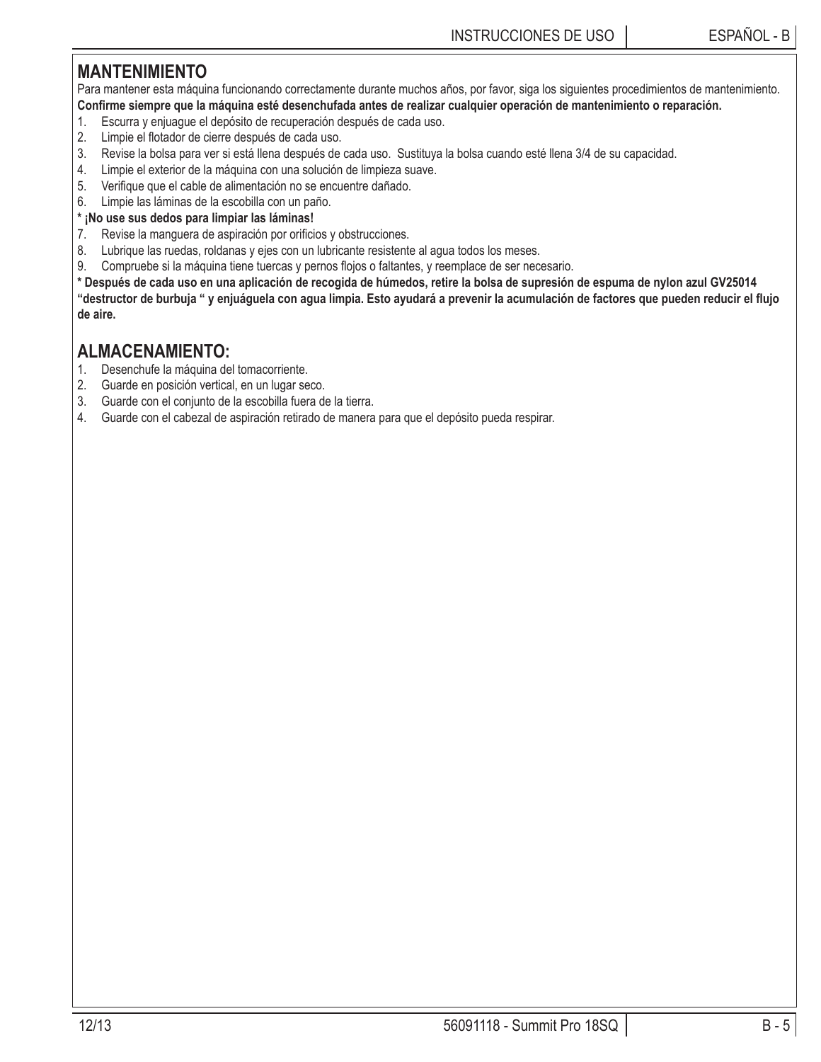## MANTENIMIENTO

Para mantener esta máquina funcionando correctamente durante muchos años, por favor, siga los siguientes procedimientos de mantenimiento.
**Confirme siempre que la máquina esté desenchufada antes de realizar cualquier operación de mantenimiento o reparación.**

1. Escurra y enjuague el depósito de recuperación después de cada uso.
2. Limpie el flotador de cierre después de cada uso.
3. Revise la bolsa para ver si está llena después de cada uso. Sustituya la bolsa cuando esté llena 3/4 de su capacidad.
4. Limpie el exterior de la máquina con una solución de limpieza suave.
5. Verifique que el cable de alimentación no se encuentre dañado.
6. Limpie las láminas de la escobilla con un paño.

**\* ¡No use sus dedos para limpiar las láminas!**

7. Revise la manguera de aspiración por orificios y obstrucciones.
8. Lubrique las ruedas, roldanas y ejes con un lubricante resistente al agua todos los meses.
9. Compruebe si la máquina tiene tuercas y pernos flojos o faltantes, y reemplace de ser necesario.

**\* Después de cada uso en una aplicación de recogida de húmedos, retire la bolsa de supresión de espuma de nylon azul GV25014 "destructor de burbuja " y enjuáguela con agua limpia. Esto ayudará a prevenir la acumulación de factores que pueden reducir el flujo de aire.**

## ALMACENAMIENTO:

1. Desenchufe la máquina del tomacorriente.
2. Guarde en posición vertical, en un lugar seco.
3. Guarde con el conjunto de la escobilla fuera de la tierra.
4. Guarde con el cabezal de aspiración retirado de manera para que el depósito pueda respirar.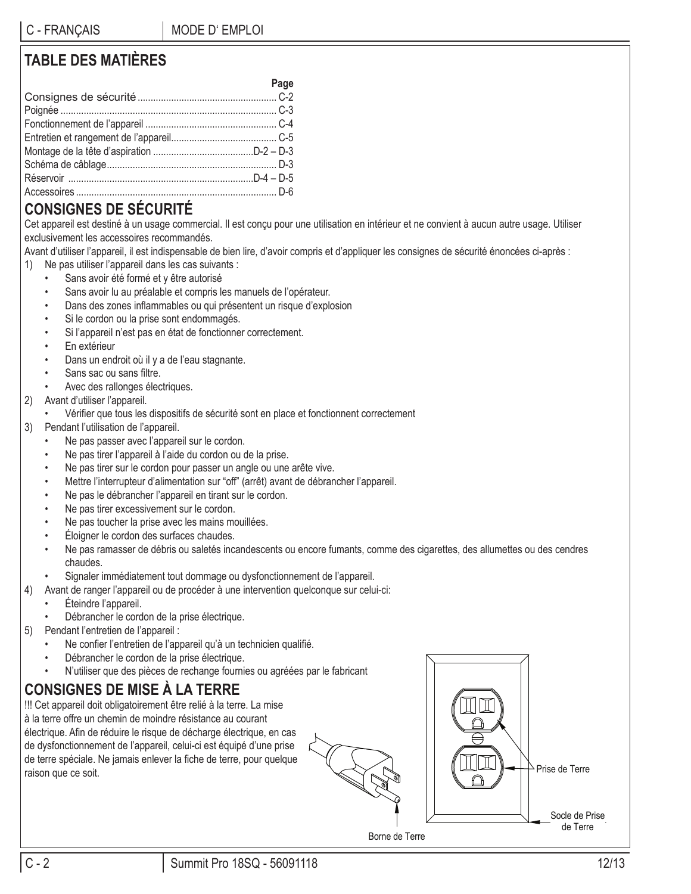## TABLE DES MATIÈRES

| | Page |
|---|---|
| Consignes de sécurité | C-2 |
| Poignée | C-3 |
| Fonctionnement de l'appareil | C-4 |
| Entretien et rangement de l'appareil | C-5 |
| Montage de la tête d'aspiration | D-2 – D-3 |
| Schéma de câblage | D-3 |
| Réservoir | D-4 – D-5 |
| Accessoires | D-6 |

## CONSIGNES DE SÉCURITÉ

Cet appareil est destiné à un usage commercial. Il est conçu pour une utilisation en intérieur et ne convient à aucun autre usage. Utiliser exclusivement les accessoires recommandés.

Avant d'utiliser l'appareil, il est indispensable de bien lire, d'avoir compris et d'appliquer les consignes de sécurité énoncées ci-après :

1) Ne pas utiliser l'appareil dans les cas suivants :
   - Sans avoir été formé et y être autorisé
   - Sans avoir lu au préalable et compris les manuels de l'opérateur.
   - Dans des zones inflammables ou qui présentent un risque d'explosion
   - Si le cordon ou la prise sont endommagés.
   - Si l'appareil n'est pas en état de fonctionner correctement.
   - En extérieur
   - Dans un endroit où il y a de l'eau stagnante.
   - Sans sac ou sans filtre.
   - Avec des rallonges électriques.
2) Avant d'utiliser l'appareil.
   - Vérifier que tous les dispositifs de sécurité sont en place et fonctionnent correctement
3) Pendant l'utilisation de l'appareil.
   - Ne pas passer avec l'appareil sur le cordon.
   - Ne pas tirer l'appareil à l'aide du cordon ou de la prise.
   - Ne pas tirer sur le cordon pour passer un angle ou une arête vive.
   - Mettre l'interrupteur d'alimentation sur "off" (arrêt) avant de débrancher l'appareil.
   - Ne pas le débrancher l'appareil en tirant sur le cordon.
   - Ne pas tirer excessivement sur le cordon.
   - Ne pas toucher la prise avec les mains mouillées.
   - Éloigner le cordon des surfaces chaudes.
   - Ne pas ramasser de débris ou saletés incandescents ou encore fumants, comme des cigarettes, des allumettes ou des cendres chaudes.
   - Signaler immédiatement tout dommage ou dysfonctionnement de l'appareil.
4) Avant de ranger l'appareil ou de procéder à une intervention quelconque sur celui-ci:
   - Éteindre l'appareil.
   - Débrancher le cordon de la prise électrique.
5) Pendant l'entretien de l'appareil :
   - Ne confier l'entretien de l'appareil qu'à un technicien qualifié.
   - Débrancher le cordon de la prise électrique.
   - N'utiliser que des pièces de rechange fournies ou agréées par le fabricant

## CONSIGNES DE MISE À LA TERRE

!!! Cet appareil doit obligatoirement être relié à la terre. La mise à la terre offre un chemin de moindre résistance au courant électrique. Afin de réduire le risque de décharge électrique, en cas de dysfonctionnement de l'appareil, celui-ci est équipé d'une prise de terre spéciale. Ne jamais enlever la fiche de terre, pour quelque raison que ce soit.

Prise de Terre

Socle de Prise de Terre

Borne de Terre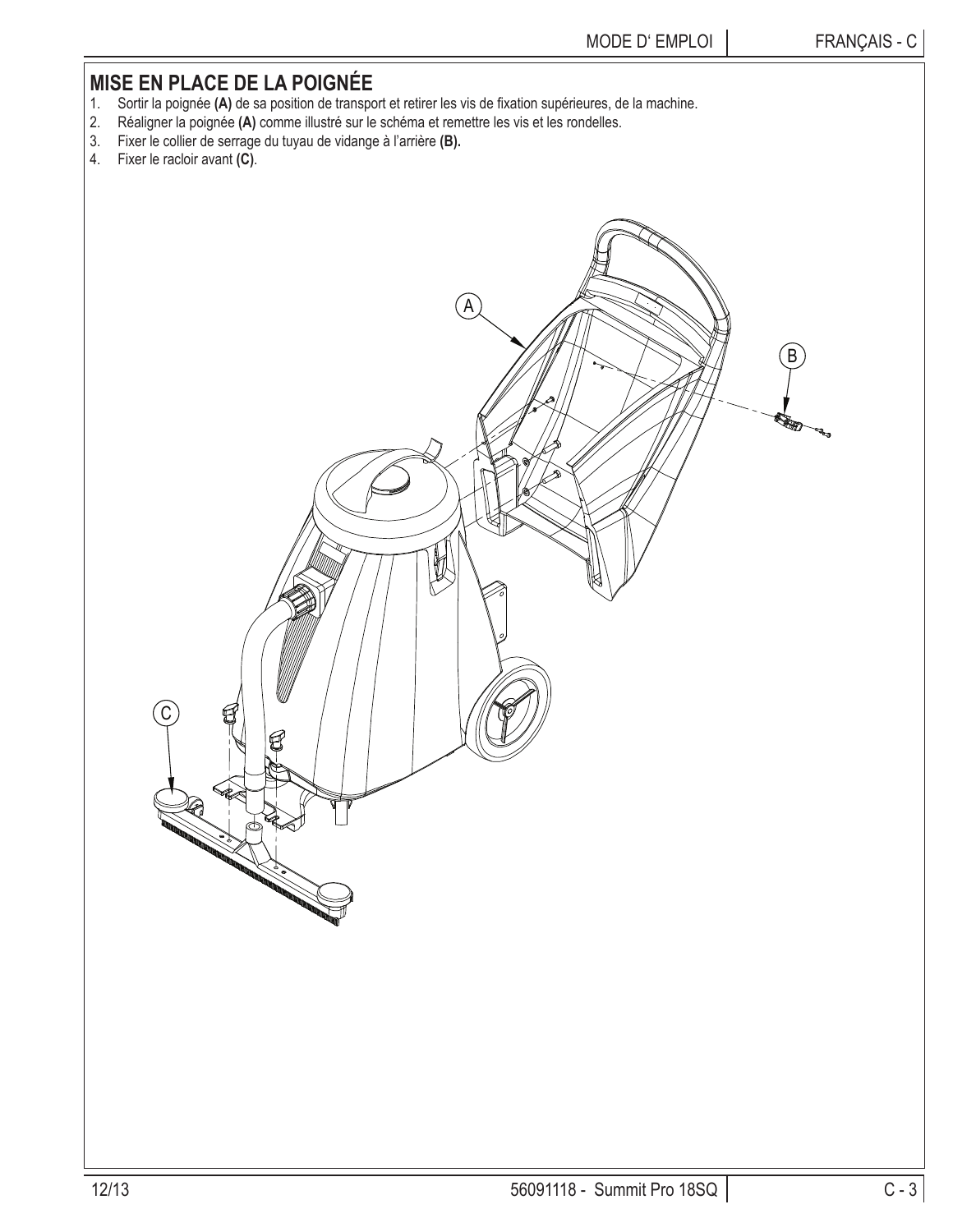## MISE EN PLACE DE LA POIGNÉE

1. Sortir la poignée **(A)** de sa position de transport et retirer les vis de fixation supérieures, de la machine.
2. Réaligner la poignée **(A)** comme illustré sur le schéma et remettre les vis et les rondelles.
3. Fixer le collier de serrage du tuyau de vidange à l'arrière **(B).**
4. Fixer le racloir avant **(C)**.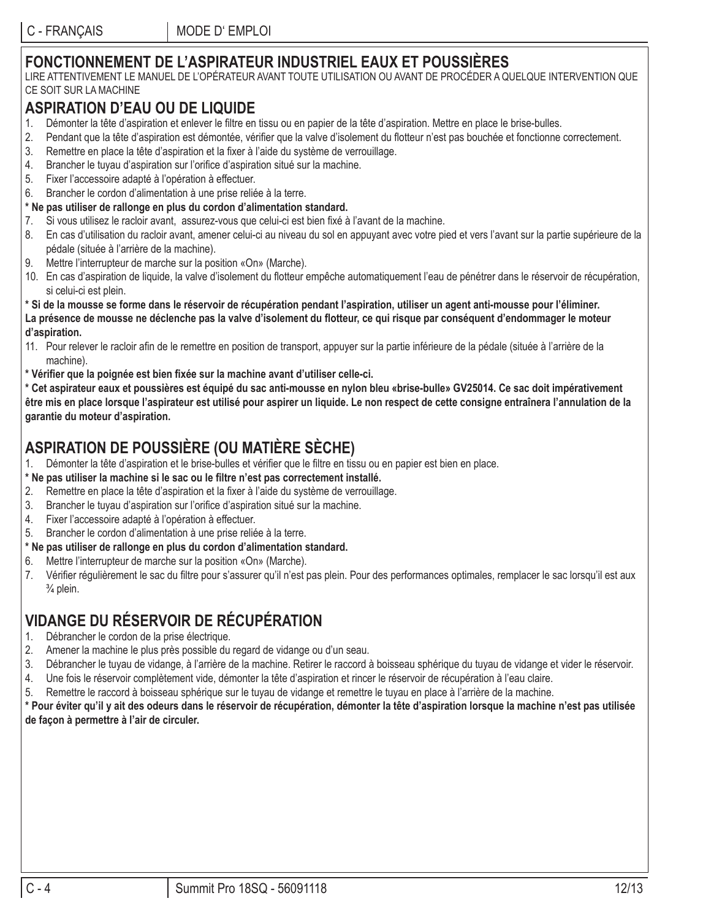## FONCTIONNEMENT DE L'ASPIRATEUR INDUSTRIEL EAUX ET POUSSIÈRES

LIRE ATTENTIVEMENT LE MANUEL DE L'OPÉRATEUR AVANT TOUTE UTILISATION OU AVANT DE PROCÉDER A QUELQUE INTERVENTION QUE CE SOIT SUR LA MACHINE

## ASPIRATION D'EAU OU DE LIQUIDE

1. Démonter la tête d'aspiration et enlever le filtre en tissu ou en papier de la tête d'aspiration. Mettre en place le brise-bulles.
2. Pendant que la tête d'aspiration est démontée, vérifier que la valve d'isolement du flotteur n'est pas bouchée et fonctionne correctement.
3. Remettre en place la tête d'aspiration et la fixer à l'aide du système de verrouillage.
4. Brancher le tuyau d'aspiration sur l'orifice d'aspiration situé sur la machine.
5. Fixer l'accessoire adapté à l'opération à effectuer.
6. Brancher le cordon d'alimentation à une prise reliée à la terre.

**\* Ne pas utiliser de rallonge en plus du cordon d'alimentation standard.**

7. Si vous utilisez le racloir avant, assurez-vous que celui-ci est bien fixé à l'avant de la machine.
8. En cas d'utilisation du racloir avant, amener celui-ci au niveau du sol en appuyant avec votre pied et vers l'avant sur la partie supérieure de la pédale (située à l'arrière de la machine).
9. Mettre l'interrupteur de marche sur la position «On» (Marche).
10. En cas d'aspiration de liquide, la valve d'isolement du flotteur empêche automatiquement l'eau de pénétrer dans le réservoir de récupération, si celui-ci est plein.

**\* Si de la mousse se forme dans le réservoir de récupération pendant l'aspiration, utiliser un agent anti-mousse pour l'éliminer. La présence de mousse ne déclenche pas la valve d'isolement du flotteur, ce qui risque par conséquent d'endommager le moteur d'aspiration.**

11. Pour relever le racloir afin de le remettre en position de transport, appuyer sur la partie inférieure de la pédale (située à l'arrière de la machine).

**\* Vérifier que la poignée est bien fixée sur la machine avant d'utiliser celle-ci.**

**\* Cet aspirateur eaux et poussières est équipé du sac anti-mousse en nylon bleu «brise-bulle» GV25014. Ce sac doit impérativement être mis en place lorsque l'aspirateur est utilisé pour aspirer un liquide. Le non respect de cette consigne entraînera l'annulation de la garantie du moteur d'aspiration.**

## ASPIRATION DE POUSSIÈRE (OU MATIÈRE SÈCHE)

1. Démonter la tête d'aspiration et le brise-bulles et vérifier que le filtre en tissu ou en papier est bien en place.

**\* Ne pas utiliser la machine si le sac ou le filtre n'est pas correctement installé.**

2. Remettre en place la tête d'aspiration et la fixer à l'aide du système de verrouillage.
3. Brancher le tuyau d'aspiration sur l'orifice d'aspiration situé sur la machine.
4. Fixer l'accessoire adapté à l'opération à effectuer.
5. Brancher le cordon d'alimentation à une prise reliée à la terre.

**\* Ne pas utiliser de rallonge en plus du cordon d'alimentation standard.**

6. Mettre l'interrupteur de marche sur la position «On» (Marche).
7. Vérifier régulièrement le sac du filtre pour s'assurer qu'il n'est pas plein. Pour des performances optimales, remplacer le sac lorsqu'il est aux ¾ plein.

## VIDANGE DU RÉSERVOIR DE RÉCUPÉRATION

1. Débrancher le cordon de la prise électrique.
2. Amener la machine le plus près possible du regard de vidange ou d'un seau.
3. Débrancher le tuyau de vidange, à l'arrière de la machine. Retirer le raccord à boisseau sphérique du tuyau de vidange et vider le réservoir.
4. Une fois le réservoir complètement vide, démonter la tête d'aspiration et rincer le réservoir de récupération à l'eau claire.
5. Remettre le raccord à boisseau sphérique sur le tuyau de vidange et remettre le tuyau en place à l'arrière de la machine.

**\* Pour éviter qu'il y ait des odeurs dans le réservoir de récupération, démonter la tête d'aspiration lorsque la machine n'est pas utilisée de façon à permettre à l'air de circuler.**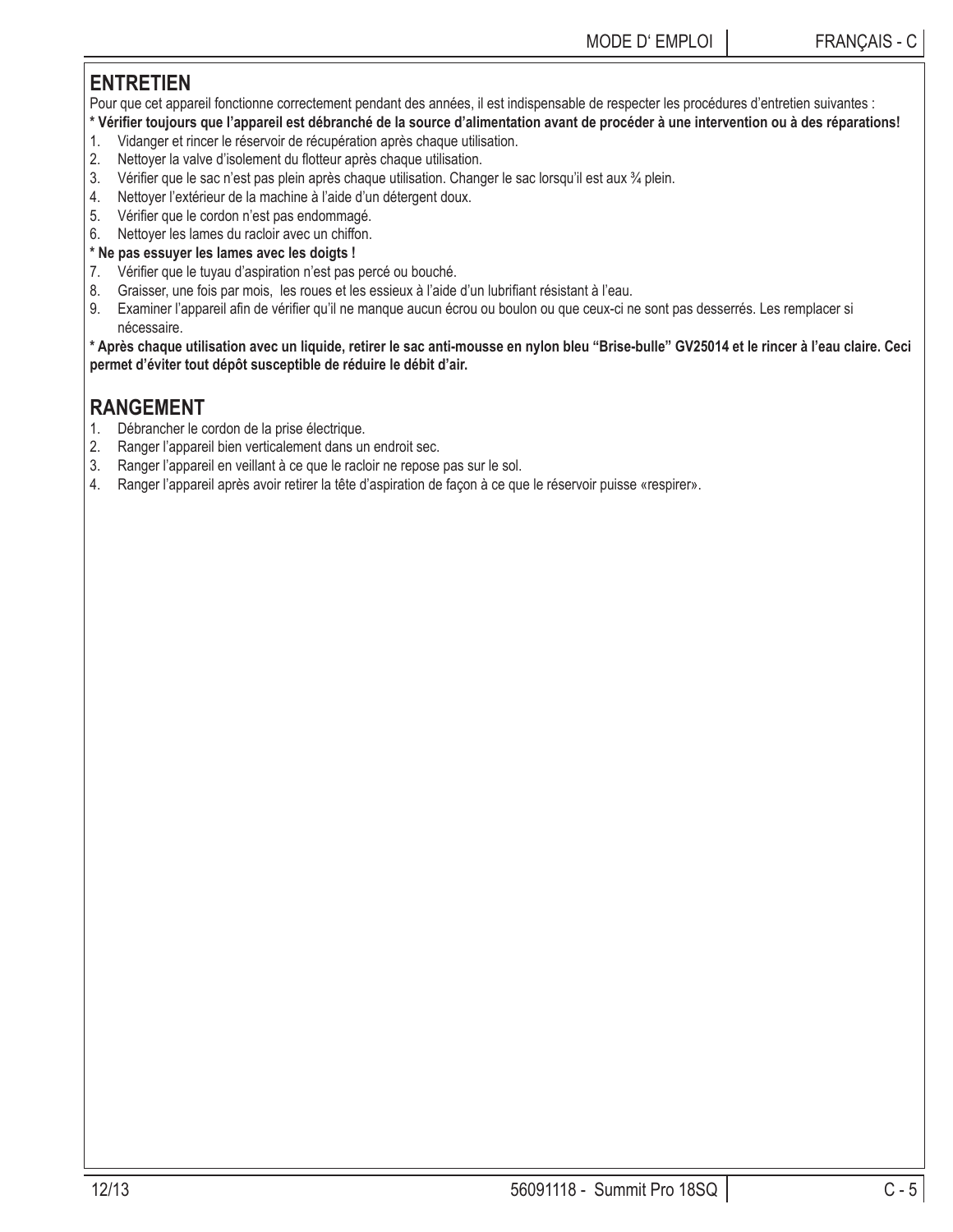## ENTRETIEN

Pour que cet appareil fonctionne correctement pendant des années, il est indispensable de respecter les procédures d'entretien suivantes :

**\* Vérifier toujours que l'appareil est débranché de la source d'alimentation avant de procéder à une intervention ou à des réparations!**

1. Vidanger et rincer le réservoir de récupération après chaque utilisation.
2. Nettoyer la valve d'isolement du flotteur après chaque utilisation.
3. Vérifier que le sac n'est pas plein après chaque utilisation. Changer le sac lorsqu'il est aux ¾ plein.
4. Nettoyer l'extérieur de la machine à l'aide d'un détergent doux.
5. Vérifier que le cordon n'est pas endommagé.
6. Nettoyer les lames du racloir avec un chiffon.

**\* Ne pas essuyer les lames avec les doigts !**

7. Vérifier que le tuyau d'aspiration n'est pas percé ou bouché.
8. Graisser, une fois par mois, les roues et les essieux à l'aide d'un lubrifiant résistant à l'eau.
9. Examiner l'appareil afin de vérifier qu'il ne manque aucun écrou ou boulon ou que ceux-ci ne sont pas desserrés. Les remplacer si nécessaire.

**\* Après chaque utilisation avec un liquide, retirer le sac anti-mousse en nylon bleu "Brise-bulle" GV25014 et le rincer à l'eau claire. Ceci permet d'éviter tout dépôt susceptible de réduire le débit d'air.**

## RANGEMENT

1. Débrancher le cordon de la prise électrique.
2. Ranger l'appareil bien verticalement dans un endroit sec.
3. Ranger l'appareil en veillant à ce que le racloir ne repose pas sur le sol.
4. Ranger l'appareil après avoir retirer la tête d'aspiration de façon à ce que le réservoir puisse «respirer».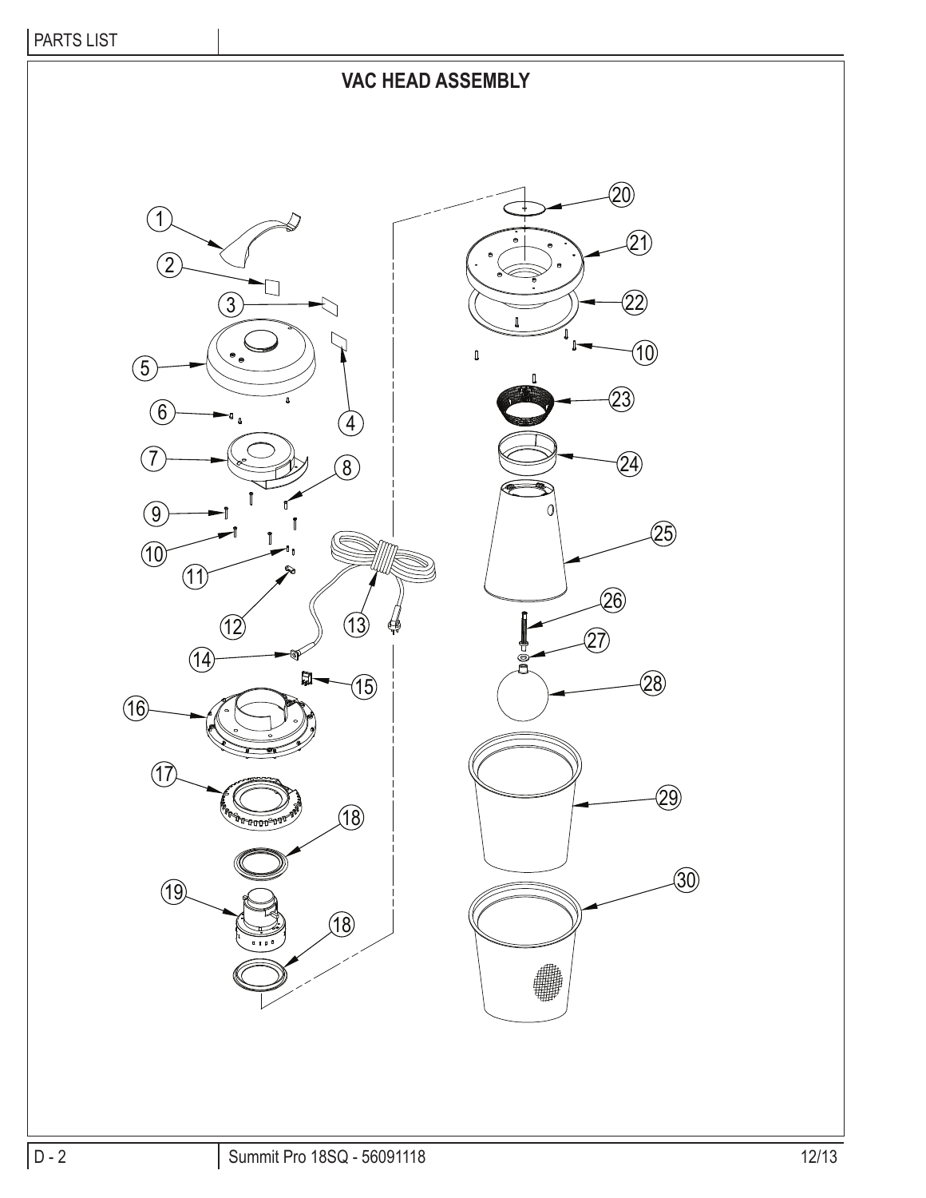## VAC HEAD ASSEMBLY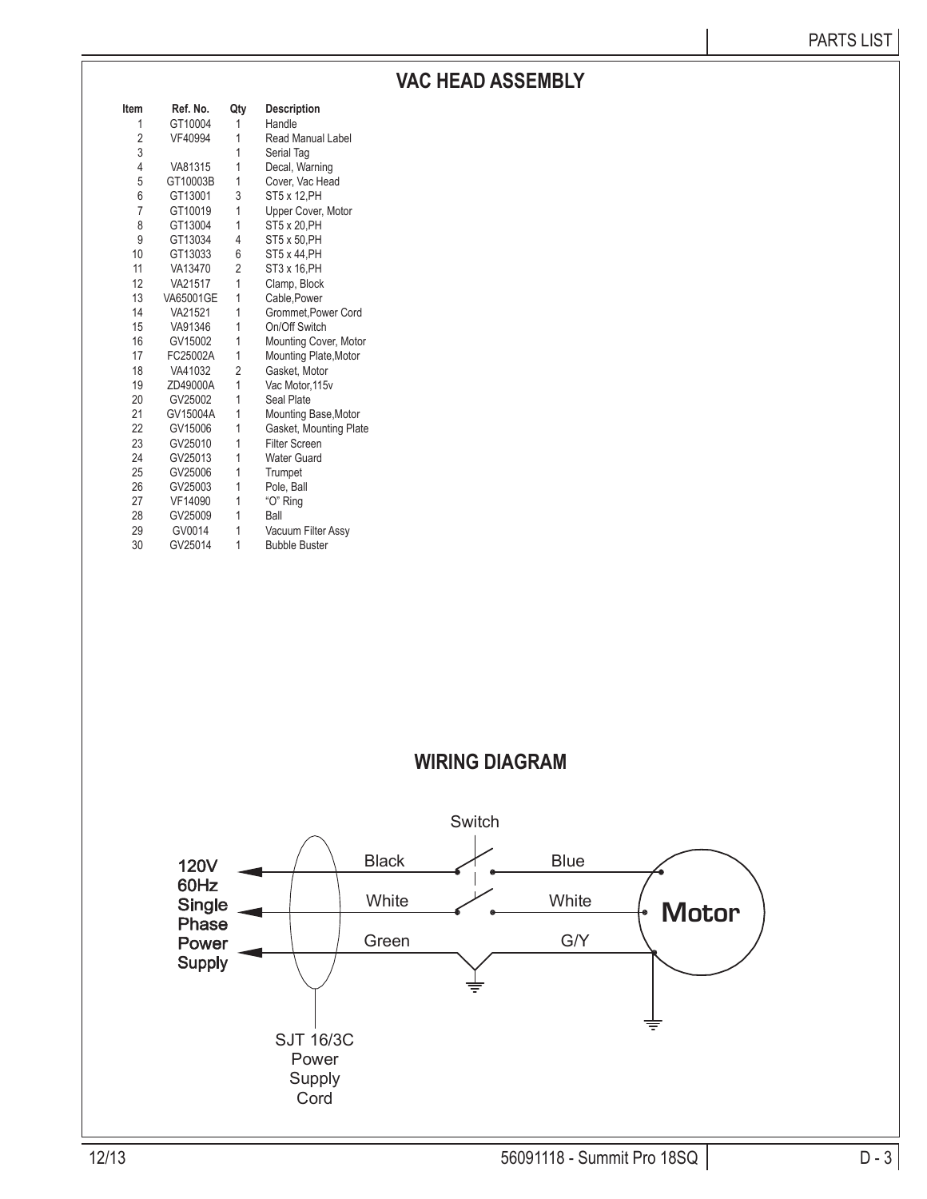## VAC HEAD ASSEMBLY

| Item | Ref. No. | Qty | Description |
|---|---|---|---|
| 1 | GT10004 | 1 | Handle |
| 2 | VF40994 | 1 | Read Manual Label |
| 3 | | 1 | Serial Tag |
| 4 | VA81315 | 1 | Decal, Warning |
| 5 | GT10003B | 1 | Cover, Vac Head |
| 6 | GT13001 | 3 | ST5 x 12,PH |
| 7 | GT10019 | 1 | Upper Cover, Motor |
| 8 | GT13004 | 1 | ST5 x 20,PH |
| 9 | GT13034 | 4 | ST5 x 50,PH |
| 10 | GT13033 | 6 | ST5 x 44,PH |
| 11 | VA13470 | 2 | ST3 x 16,PH |
| 12 | VA21517 | 1 | Clamp, Block |
| 13 | VA65001GE | 1 | Cable,Power |
| 14 | VA21521 | 1 | Grommet,Power Cord |
| 15 | VA91346 | 1 | On/Off Switch |
| 16 | GV15002 | 1 | Mounting Cover, Motor |
| 17 | FC25002A | 1 | Mounting Plate,Motor |
| 18 | VA41032 | 2 | Gasket, Motor |
| 19 | ZD49000A | 1 | Vac Motor,115v |
| 20 | GV25002 | 1 | Seal Plate |
| 21 | GV15004A | 1 | Mounting Base,Motor |
| 22 | GV15006 | 1 | Gasket, Mounting Plate |
| 23 | GV25010 | 1 | Filter Screen |
| 24 | GV25013 | 1 | Water Guard |
| 25 | GV25006 | 1 | Trumpet |
| 26 | GV25003 | 1 | Pole, Ball |
| 27 | VF14090 | 1 | "O" Ring |
| 28 | GV25009 | 1 | Ball |
| 29 | GV0014 | 1 | Vacuum Filter Assy |
| 30 | GV25014 | 1 | Bubble Buster |

## WIRING DIAGRAM

120V 60Hz Single Phase Power Supply

Switch

Black — Blue

White — White

Green — G/Y

Motor

SJT 16/3C Power Supply Cord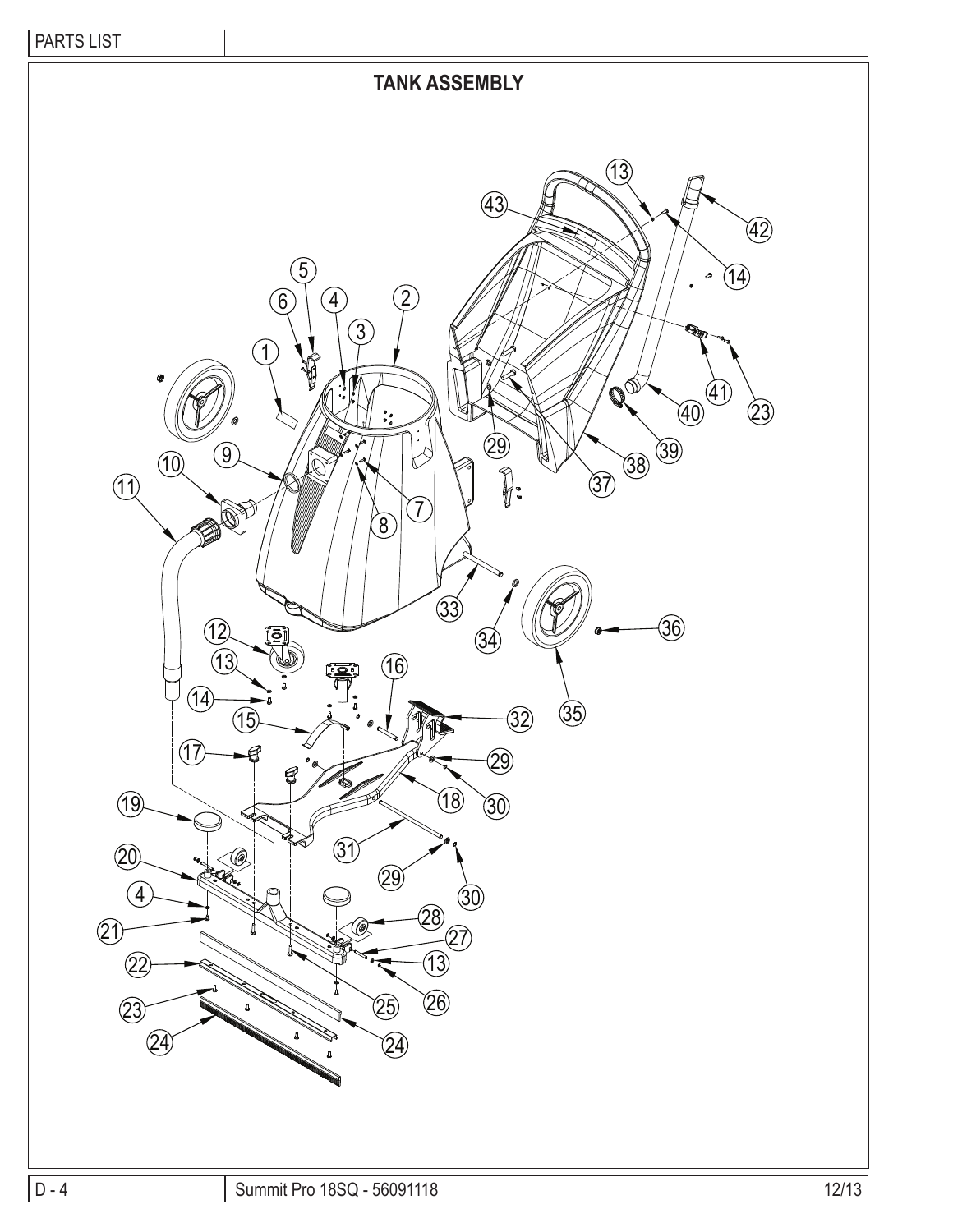## TANK ASSEMBLY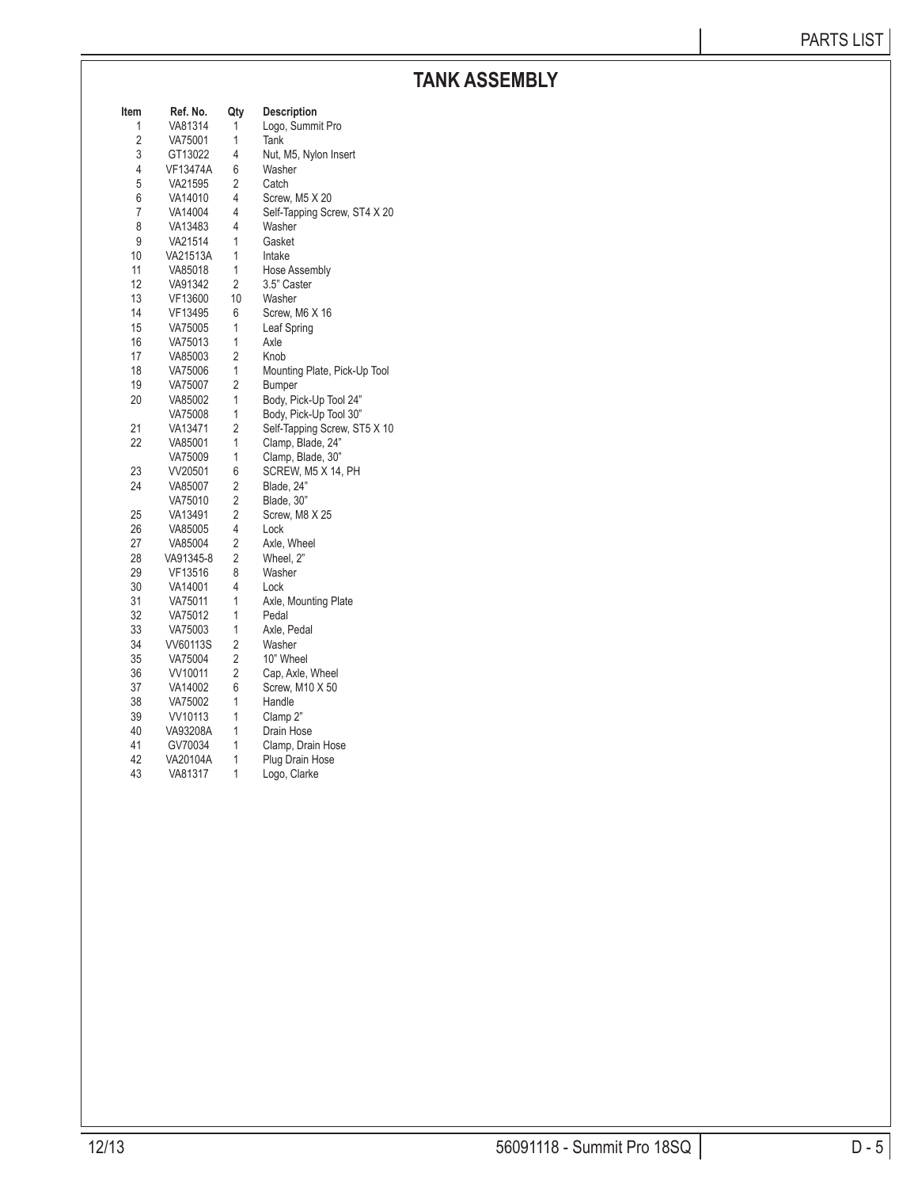# TANK ASSEMBLY

| Item | Ref. No. | Qty | Description |
|---|---|---|---|
| 1 | VA81314 | 1 | Logo, Summit Pro |
| 2 | VA75001 | 1 | Tank |
| 3 | GT13022 | 4 | Nut, M5, Nylon Insert |
| 4 | VF13474A | 6 | Washer |
| 5 | VA21595 | 2 | Catch |
| 6 | VA14010 | 4 | Screw, M5 X 20 |
| 7 | VA14004 | 4 | Self-Tapping Screw, ST4 X 20 |
| 8 | VA13483 | 4 | Washer |
| 9 | VA21514 | 1 | Gasket |
| 10 | VA21513A | 1 | Intake |
| 11 | VA85018 | 1 | Hose Assembly |
| 12 | VA91342 | 2 | 3.5" Caster |
| 13 | VF13600 | 10 | Washer |
| 14 | VF13495 | 6 | Screw, M6 X 16 |
| 15 | VA75005 | 1 | Leaf Spring |
| 16 | VA75013 | 1 | Axle |
| 17 | VA85003 | 2 | Knob |
| 18 | VA75006 | 1 | Mounting Plate, Pick-Up Tool |
| 19 | VA75007 | 2 | Bumper |
| 20 | VA85002 | 1 | Body, Pick-Up Tool 24" |
| | VA75008 | 1 | Body, Pick-Up Tool 30" |
| 21 | VA13471 | 2 | Self-Tapping Screw, ST5 X 10 |
| 22 | VA85001 | 1 | Clamp, Blade, 24" |
| | VA75009 | 1 | Clamp, Blade, 30" |
| 23 | VV20501 | 6 | SCREW, M5 X 14, PH |
| 24 | VA85007 | 2 | Blade, 24" |
| | VA75010 | 2 | Blade, 30" |
| 25 | VA13491 | 2 | Screw, M8 X 25 |
| 26 | VA85005 | 4 | Lock |
| 27 | VA85004 | 2 | Axle, Wheel |
| 28 | VA91345-8 | 2 | Wheel, 2" |
| 29 | VF13516 | 8 | Washer |
| 30 | VA14001 | 4 | Lock |
| 31 | VA75011 | 1 | Axle, Mounting Plate |
| 32 | VA75012 | 1 | Pedal |
| 33 | VA75003 | 1 | Axle, Pedal |
| 34 | VV60113S | 2 | Washer |
| 35 | VA75004 | 2 | 10" Wheel |
| 36 | VV10011 | 2 | Cap, Axle, Wheel |
| 37 | VA14002 | 6 | Screw, M10 X 50 |
| 38 | VA75002 | 1 | Handle |
| 39 | VV10113 | 1 | Clamp 2" |
| 40 | VA93208A | 1 | Drain Hose |
| 41 | GV70034 | 1 | Clamp, Drain Hose |
| 42 | VA20104A | 1 | Plug Drain Hose |
| 43 | VA81317 | 1 | Logo, Clarke |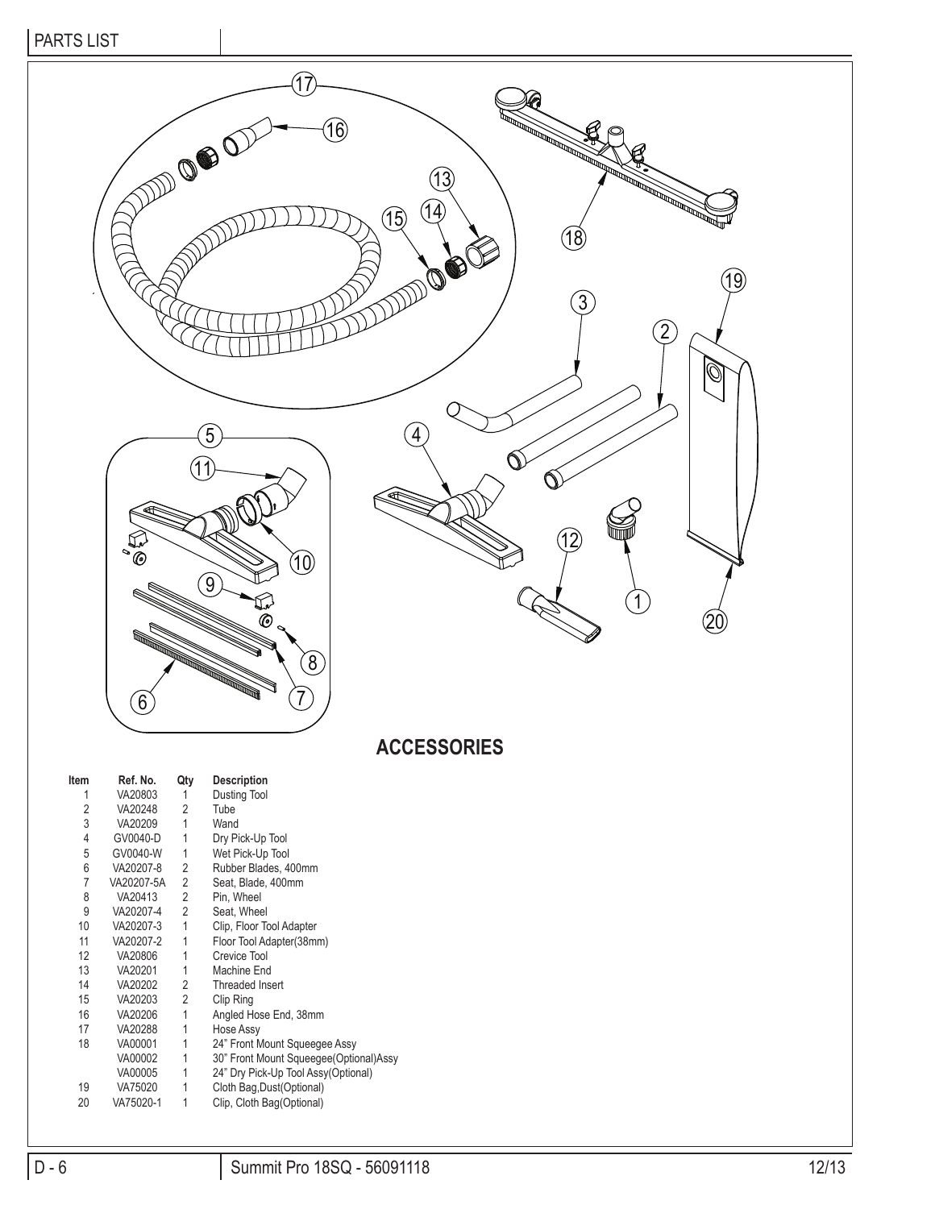## ACCESSORIES

| Item | Ref. No. | Qty | Description |
|---|---|---|---|
| 1 | VA20803 | 1 | Dusting Tool |
| 2 | VA20248 | 2 | Tube |
| 3 | VA20209 | 1 | Wand |
| 4 | GV0040-D | 1 | Dry Pick-Up Tool |
| 5 | GV0040-W | 1 | Wet Pick-Up Tool |
| 6 | VA20207-8 | 2 | Rubber Blades, 400mm |
| 7 | VA20207-5A | 2 | Seat, Blade, 400mm |
| 8 | VA20413 | 2 | Pin, Wheel |
| 9 | VA20207-4 | 2 | Seat, Wheel |
| 10 | VA20207-3 | 1 | Clip, Floor Tool Adapter |
| 11 | VA20207-2 | 1 | Floor Tool Adapter(38mm) |
| 12 | VA20806 | 1 | Crevice Tool |
| 13 | VA20201 | 1 | Machine End |
| 14 | VA20202 | 2 | Threaded Insert |
| 15 | VA20203 | 2 | Clip Ring |
| 16 | VA20206 | 1 | Angled Hose End, 38mm |
| 17 | VA20288 | 1 | Hose Assy |
| 18 | VA00001 | 1 | 24" Front Mount Squeegee Assy |
| | VA00002 | 1 | 30" Front Mount Squeegee(Optional)Assy |
| | VA00005 | 1 | 24" Dry Pick-Up Tool Assy(Optional) |
| 19 | VA75020 | 1 | Cloth Bag,Dust(Optional) |
| 20 | VA75020-1 | 1 | Clip, Cloth Bag(Optional) |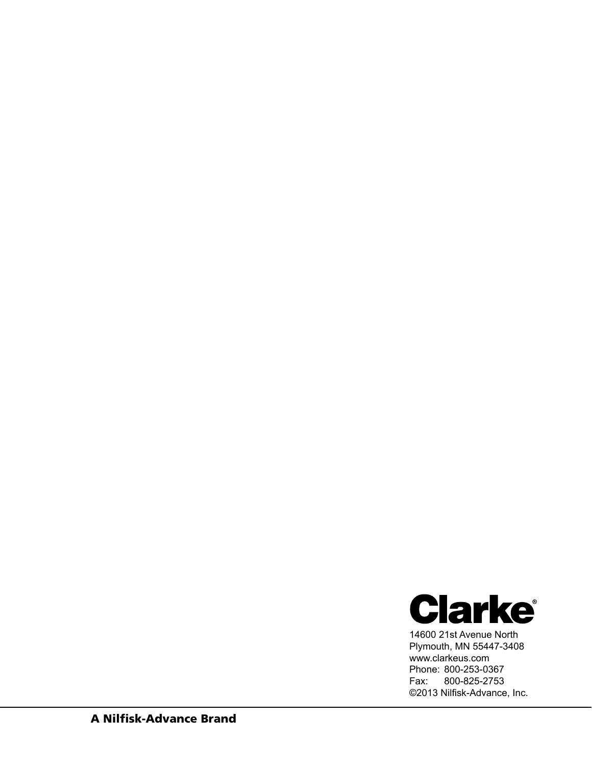**Clarke®**

14600 21st Avenue North
Plymouth, MN 55447-3408
www.clarkeus.com
Phone: 800-253-0367
Fax: 800-825-2753
©2013 Nilfisk-Advance, Inc.

**A Nilfisk-Advance Brand**